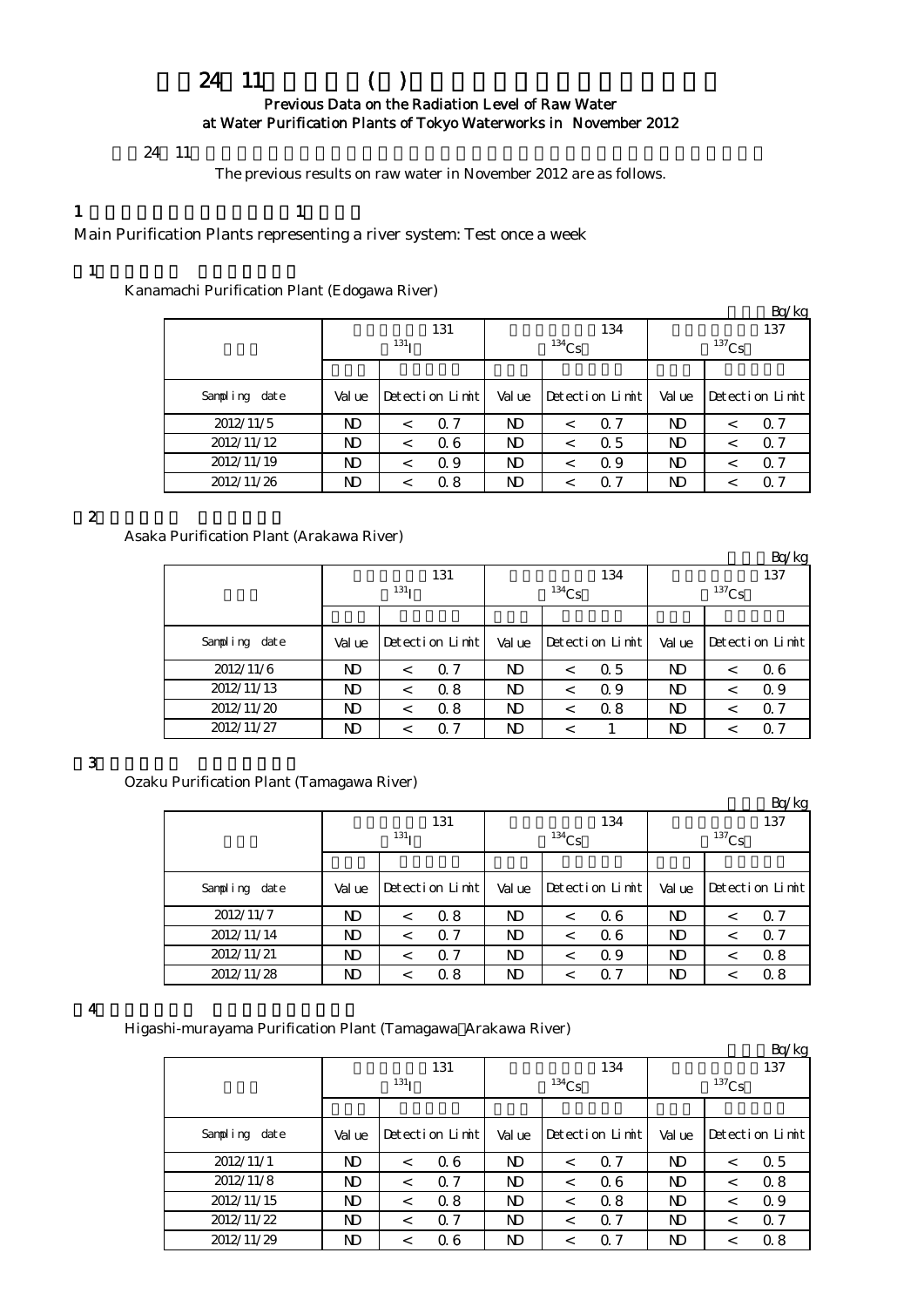# 24 11 ( )

### Previous Data on the Radiation Level of Raw Water at Water Purification Plants of Tokyo Waterworks in November 2012

24 11

The previous results on raw water in November 2012 are as follows.

## 1 1

Main Purification Plants representing a river system: Test once a week

### 1

Kanamachi Purification Plant (Edogawa River)

Bq/kg

| | 131 ($^{131}$I) | | | 134 ($^{134}$Cs) | | | 137 ($^{137}$Cs) | | |
|---|---|---|---|---|---|---|---|---|---|
| Sampling date | Value | Detection Limit | | Value | Detection Limit | | Value | Detection Limit | |
| 2012/11/5 | ND | < | 0.7 | ND | < | 0.7 | ND | < | 0.7 |
| 2012/11/12 | ND | < | 0.6 | ND | < | 0.5 | ND | < | 0.7 |
| 2012/11/19 | ND | < | 0.9 | ND | < | 0.9 | ND | < | 0.7 |
| 2012/11/26 | ND | < | 0.8 | ND | < | 0.7 | ND | < | 0.7 |

### 2

Asaka Purification Plant (Arakawa River)

Bq/kg

| | 131 ($^{131}$I) | | | 134 ($^{134}$Cs) | | | 137 ($^{137}$Cs) | | |
|---|---|---|---|---|---|---|---|---|---|
| Sampling date | Value | Detection Limit | | Value | Detection Limit | | Value | Detection Limit | |
| 2012/11/6 | ND | < | 0.7 | ND | < | 0.5 | ND | < | 0.6 |
| 2012/11/13 | ND | < | 0.8 | ND | < | 0.9 | ND | < | 0.9 |
| 2012/11/20 | ND | < | 0.8 | ND | < | 0.8 | ND | < | 0.7 |
| 2012/11/27 | ND | < | 0.7 | ND | < | 1 | ND | < | 0.7 |

### 3

Ozaku Purification Plant (Tamagawa River)

Bq/kg

| | 131 ($^{131}$I) | | | 134 ($^{134}$Cs) | | | 137 ($^{137}$Cs) | | |
|---|---|---|---|---|---|---|---|---|---|
| Sampling date | Value | Detection Limit | | Value | Detection Limit | | Value | Detection Limit | |
| 2012/11/7 | ND | < | 0.8 | ND | < | 0.6 | ND | < | 0.7 |
| 2012/11/14 | ND | < | 0.7 | ND | < | 0.6 | ND | < | 0.7 |
| 2012/11/21 | ND | < | 0.7 | ND | < | 0.9 | ND | < | 0.8 |
| 2012/11/28 | ND | < | 0.8 | ND | < | 0.7 | ND | < | 0.8 |

### 4

Higashi-murayama Purification Plant (Tamagawa Arakawa River)

Bq/kg

| | 131 ($^{131}$I) | | | 134 ($^{134}$Cs) | | | 137 ($^{137}$Cs) | | |
|---|---|---|---|---|---|---|---|---|---|
| Sampling date | Value | Detection Limit | | Value | Detection Limit | | Value | Detection Limit | |
| 2012/11/1 | ND | < | 0.6 | ND | < | 0.7 | ND | < | 0.5 |
| 2012/11/8 | ND | < | 0.7 | ND | < | 0.6 | ND | < | 0.8 |
| 2012/11/15 | ND | < | 0.8 | ND | < | 0.8 | ND | < | 0.9 |
| 2012/11/22 | ND | < | 0.7 | ND | < | 0.7 | ND | < | 0.7 |
| 2012/11/29 | ND | < | 0.6 | ND | < | 0.7 | ND | < | 0.8 |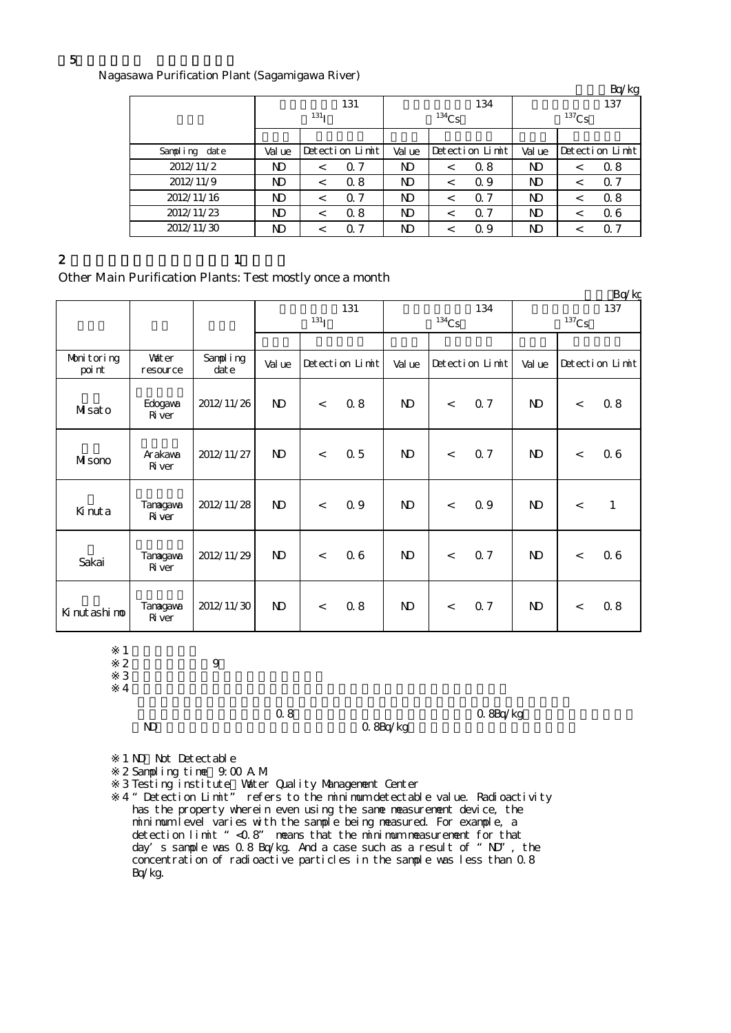5

Nagasawa Purification Plant (Sagamigawa River)

Bq/kg

| | 131 ($^{131}$I) | | 134 ($^{134}$Cs) | | 137 ($^{137}$Cs) | |
|---|---|---|---|---|---|---|
| Sampling date | Value | Detection Limit | Value | Detection Limit | Value | Detection Limit |
| 2012/11/2 | ND | < 0.7 | ND | < 0.8 | ND | < 0.8 |
| 2012/11/9 | ND | < 0.8 | ND | < 0.9 | ND | < 0.7 |
| 2012/11/16 | ND | < 0.7 | ND | < 0.7 | ND | < 0.8 |
| 2012/11/23 | ND | < 0.8 | ND | < 0.7 | ND | < 0.6 |
| 2012/11/30 | ND | < 0.7 | ND | < 0.9 | ND | < 0.7 |

2 1

Other Main Purification Plants: Test mostly once a month

Bq/kg

| | | | 131 ($^{131}$I) | | 134 ($^{134}$Cs) | | 137 ($^{137}$Cs) | |
|---|---|---|---|---|---|---|---|---|
| Monitoring point | Water resource | Sampling date | Value | Detection Limit | Value | Detection Limit | Value | Detection Limit |
| Misato | Edogawa River | 2012/11/26 | ND | < 0.8 | ND | < 0.7 | ND | < 0.8 |
| Misono | Arakawa River | 2012/11/27 | ND | < 0.5 | ND | < 0.7 | ND | < 0.6 |
| Kinuta | Tamagawa River | 2012/11/28 | ND | < 0.9 | ND | < 0.9 | ND | < 1 |
| Sakai | Tamagawa River | 2012/11/29 | ND | < 0.6 | ND | < 0.7 | ND | < 0.6 |
| Kinutashimo | Tamagawa River | 2012/11/30 | ND | < 0.8 | ND | < 0.7 | ND | < 0.8 |

※1
※2 9
※3
※4

0.8 0.8Bq/kg
ND 0.8Bq/kg

※1 ND: Not Detectable
※2 Sampling time: 9:00 A.M.
※3 Testing institute: Water Quality Management Center
※4 "Detection Limit" refers to the minimum detectable value. Radioactivity has the property wherein even using the same measurement device, the minimum level varies with the sample being measured. For example, a detection limit "<0.8" means that the minimum measurement for that day's sample was 0.8 Bq/kg. And a case such as a result of "ND", the concentration of radioactive particles in the sample was less than 0.8 Bq/kg.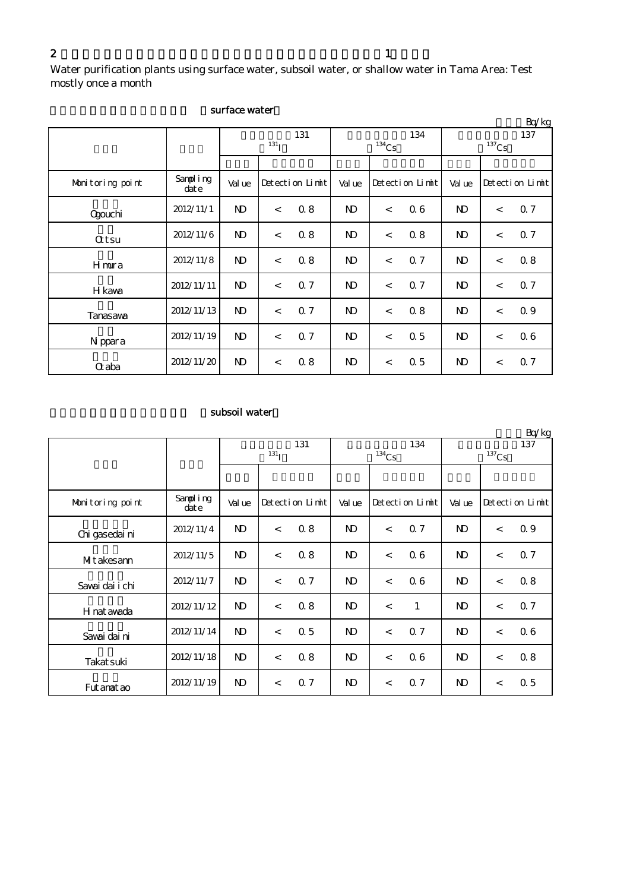2 　　　　　　　　　　　　　　　　　　　　　　　　　　1

Water purification plants using surface water, subsoil water, or shallow water in Tama Area: Test mostly once a month

surface water

Bq/kg

| | | 131 $^{131}I$ | | | 134 $^{134}Cs$ | | | 137 $^{137}Cs$ | | |
|---|---|---|---|---|---|---|---|---|---|---|
| Monitoring point | Sampling date | Value | Detection Limit | | Value | Detection Limit | | Value | Detection Limit | |
| Ogouchi | 2012/11/1 | ND | < | 0.8 | ND | < | 0.6 | ND | < | 0.7 |
| Ottsu | 2012/11/6 | ND | < | 0.8 | ND | < | 0.8 | ND | < | 0.7 |
| Himura | 2012/11/8 | ND | < | 0.8 | ND | < | 0.7 | ND | < | 0.8 |
| Hikawa | 2012/11/11 | ND | < | 0.7 | ND | < | 0.7 | ND | < | 0.7 |
| Tanasawa | 2012/11/13 | ND | < | 0.7 | ND | < | 0.8 | ND | < | 0.9 |
| Nippara | 2012/11/19 | ND | < | 0.7 | ND | < | 0.5 | ND | < | 0.6 |
| Otaba | 2012/11/20 | ND | < | 0.8 | ND | < | 0.5 | ND | < | 0.7 |

subsoil water

Bq/kg

| | | 131 $^{131}I$ | | | 134 $^{134}Cs$ | | | 137 $^{137}Cs$ | | |
|---|---|---|---|---|---|---|---|---|---|---|
| Monitoring point | Sampling date | Value | Detection Limit | | Value | Detection Limit | | Value | Detection Limit | |
| Chigasedaini | 2012/11/4 | ND | < | 0.8 | ND | < | 0.7 | ND | < | 0.9 |
| Mitakesann | 2012/11/5 | ND | < | 0.8 | ND | < | 0.6 | ND | < | 0.7 |
| Sawaidaiichi | 2012/11/7 | ND | < | 0.7 | ND | < | 0.6 | ND | < | 0.8 |
| Hinatawada | 2012/11/12 | ND | < | 0.8 | ND | < | 1 | ND | < | 0.7 |
| Sawaidaini | 2012/11/14 | ND | < | 0.5 | ND | < | 0.7 | ND | < | 0.6 |
| Takatsuki | 2012/11/18 | ND | < | 0.8 | ND | < | 0.6 | ND | < | 0.8 |
| Futamatao | 2012/11/19 | ND | < | 0.7 | ND | < | 0.7 | ND | < | 0.5 |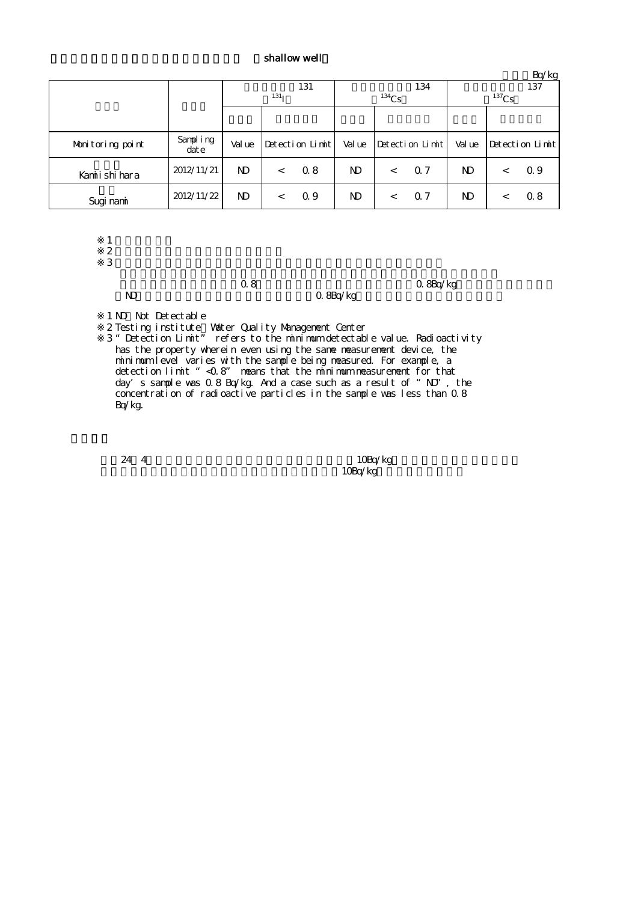shallow well

Bq/kg

| | | 131 $^{131}I$ | | 134 $^{134}Cs$ | | 137 $^{137}Cs$ | |
|---|---|---|---|---|---|---|---|
| Monitoring point | Sampling date | Value | Detection Limit | Value | Detection Limit | Value | Detection Limit |
| Kamiishihara | 2012/11/21 | ND | < 0.8 | ND | < 0.7 | ND | < 0.9 |
| Suginami | 2012/11/22 | ND | < 0.9 | ND | < 0.7 | ND | < 0.8 |

※1

※2

※3

0.8 0.8Bq/kg

ND 0.8Bq/kg

※1 ND Not Detectable

※2 Testing institute Water Quality Management Center

※3 "Detection Limit" refers to the minimum detectable value. Radioactivity has the property wherein even using the same measurement device, the minimum level varies with the sample being measured. For example, a detection limit "<0.8" means that the minimum measurement for that day's sample was 0.8 Bq/kg. And a case such as a result of "ND", the concentration of radioactive particles in the sample was less than 0.8 Bq/kg.

24 4 10Bq/kg

10Bq/kg